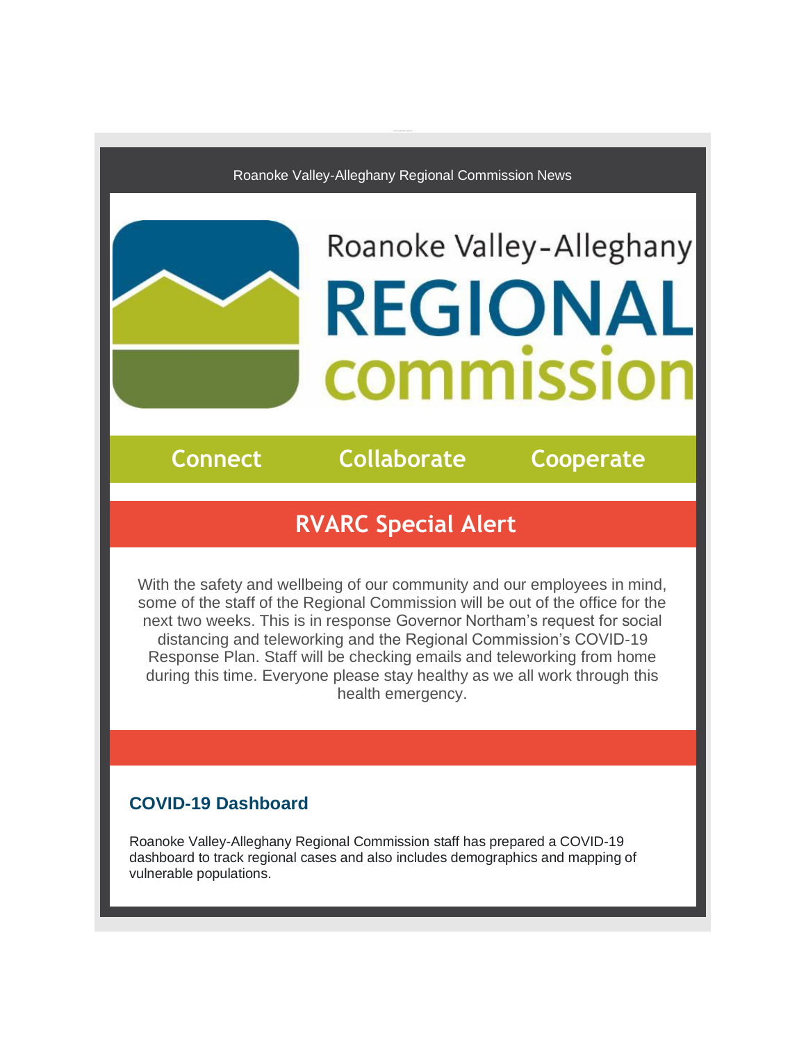Roanoke Valley-Alleghany Regional Commission News

Roanoke Valley-Alleghany

# REGIONAL commission

**Connect** **Collaborate** **Cooperate**

## RVARC Special Alert

With the safety and wellbeing of our community and our employees in mind, some of the staff of the Regional Commission will be out of the office for the next two weeks. This is in response Governor Northam's request for social distancing and teleworking and the Regional Commission's COVID-19 Response Plan. Staff will be checking emails and teleworking from home during this time. Everyone please stay healthy as we all work through this health emergency.

### COVID-19 Dashboard

Roanoke Valley-Alleghany Regional Commission staff has prepared a COVID-19 dashboard to track regional cases and also includes demographics and mapping of vulnerable populations.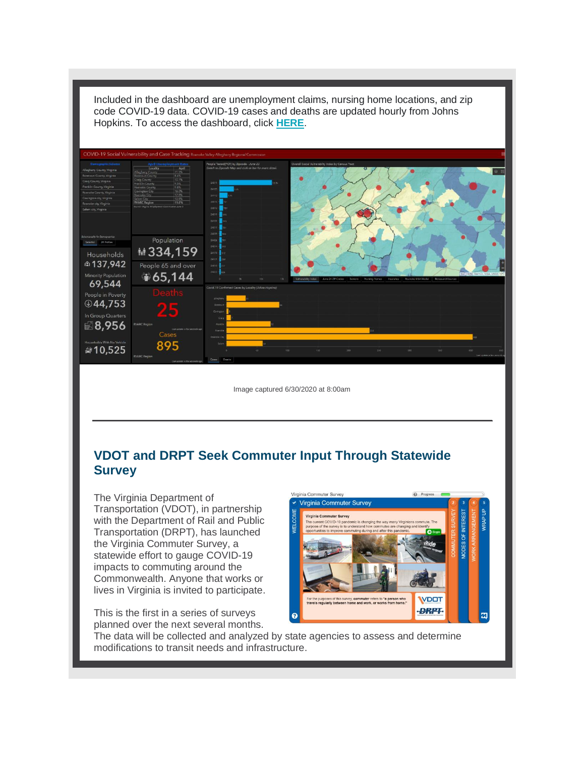Included in the dashboard are unemployment claims, nursing home locations, and zip code COVID-19 data. COVID-19 cases and deaths are updated hourly from Johns Hopkins. To access the dashboard, click **HERE**.

Image captured 6/30/2020 at 8:00am

---

## VDOT and DRPT Seek Commuter Input Through Statewide Survey

The Virginia Department of Transportation (VDOT), in partnership with the Department of Rail and Public Transportation (DRPT), has launched the Virginia Commuter Survey, a statewide effort to gauge COVID-19 impacts to commuting around the Commonwealth. Anyone that works or lives in Virginia is invited to participate.

This is the first in a series of surveys planned over the next several months. The data will be collected and analyzed by state agencies to assess and determine modifications to transit needs and infrastructure.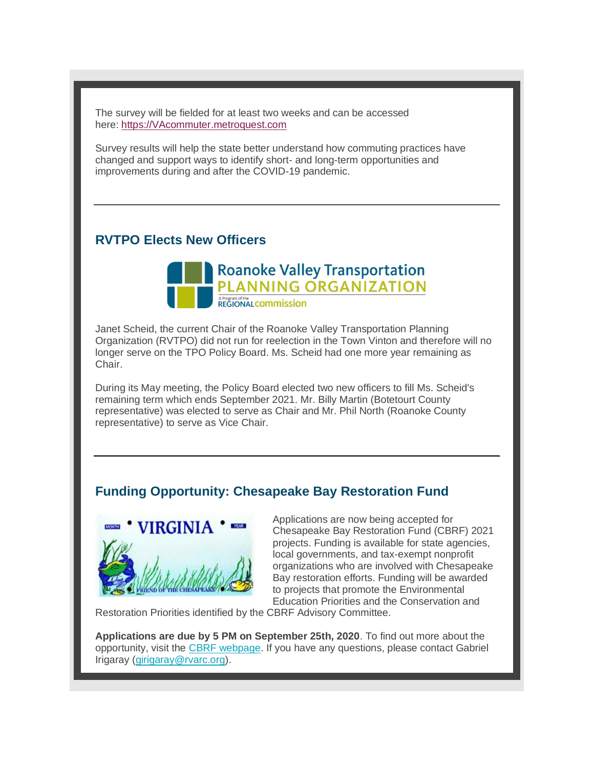The survey will be fielded for at least two weeks and can be accessed here: https://VAcommuter.metroquest.com

Survey results will help the state better understand how commuting practices have changed and support ways to identify short- and long-term opportunities and improvements during and after the COVID-19 pandemic.

---

## RVTPO Elects New Officers

Janet Scheid, the current Chair of the Roanoke Valley Transportation Planning Organization (RVTPO) did not run for reelection in the Town Vinton and therefore will no longer serve on the TPO Policy Board. Ms. Scheid had one more year remaining as Chair.

During its May meeting, the Policy Board elected two new officers to fill Ms. Scheid's remaining term which ends September 2021. Mr. Billy Martin (Botetourt County representative) was elected to serve as Chair and Mr. Phil North (Roanoke County representative) to serve as Vice Chair.

---

## Funding Opportunity: Chesapeake Bay Restoration Fund

Applications are now being accepted for Chesapeake Bay Restoration Fund (CBRF) 2021 projects. Funding is available for state agencies, local governments, and tax-exempt nonprofit organizations who are involved with Chesapeake Bay restoration efforts. Funding will be awarded to projects that promote the Environmental Education Priorities and the Conservation and Restoration Priorities identified by the CBRF Advisory Committee.

**Applications are due by 5 PM on September 25th, 2020**. To find out more about the opportunity, visit the CBRF webpage. If you have any questions, please contact Gabriel Irigaray (girigaray@rvarc.org).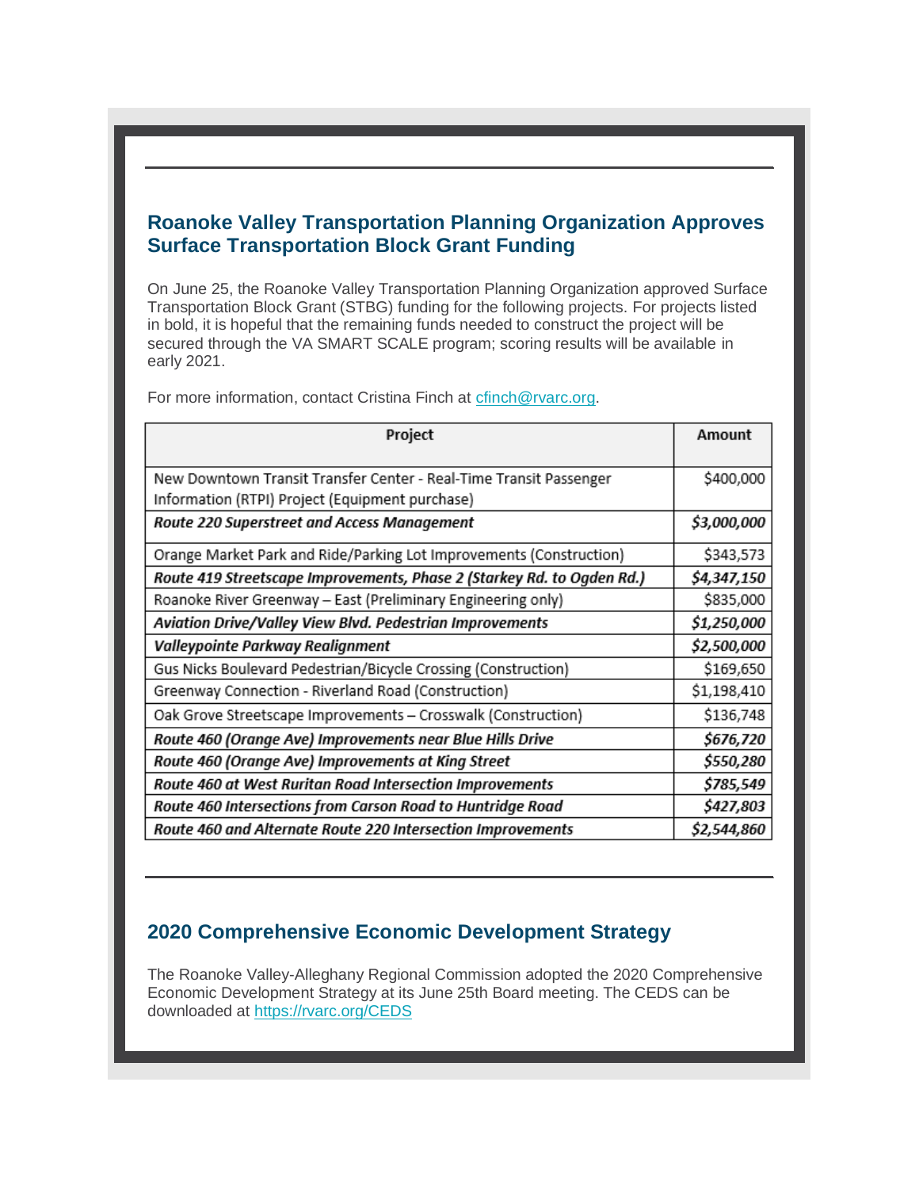## Roanoke Valley Transportation Planning Organization Approves Surface Transportation Block Grant Funding

On June 25, the Roanoke Valley Transportation Planning Organization approved Surface Transportation Block Grant (STBG) funding for the following projects. For projects listed in bold, it is hopeful that the remaining funds needed to construct the project will be secured through the VA SMART SCALE program; scoring results will be available in early 2021.

For more information, contact Cristina Finch at cfinch@rvarc.org.

| Project | Amount |
|---|---|
| New Downtown Transit Transfer Center - Real-Time Transit Passenger Information (RTPI) Project (Equipment purchase) | $400,000 |
| ***Route 220 Superstreet and Access Management*** | ***$3,000,000*** |
| Orange Market Park and Ride/Parking Lot Improvements (Construction) | $343,573 |
| ***Route 419 Streetscape Improvements, Phase 2 (Starkey Rd. to Ogden Rd.)*** | ***$4,347,150*** |
| Roanoke River Greenway – East (Preliminary Engineering only) | $835,000 |
| ***Aviation Drive/Valley View Blvd. Pedestrian Improvements*** | ***$1,250,000*** |
| ***Valleypointe Parkway Realignment*** | ***$2,500,000*** |
| Gus Nicks Boulevard Pedestrian/Bicycle Crossing (Construction) | $169,650 |
| Greenway Connection - Riverland Road (Construction) | $1,198,410 |
| Oak Grove Streetscape Improvements – Crosswalk (Construction) | $136,748 |
| ***Route 460 (Orange Ave) Improvements near Blue Hills Drive*** | ***$676,720*** |
| ***Route 460 (Orange Ave) Improvements at King Street*** | ***$550,280*** |
| ***Route 460 at West Ruritan Road Intersection Improvements*** | ***$785,549*** |
| ***Route 460 Intersections from Carson Road to Huntridge Road*** | ***$427,803*** |
| ***Route 460 and Alternate Route 220 Intersection Improvements*** | ***$2,544,860*** |

## 2020 Comprehensive Economic Development Strategy

The Roanoke Valley-Alleghany Regional Commission adopted the 2020 Comprehensive Economic Development Strategy at its June 25th Board meeting. The CEDS can be downloaded at https://rvarc.org/CEDS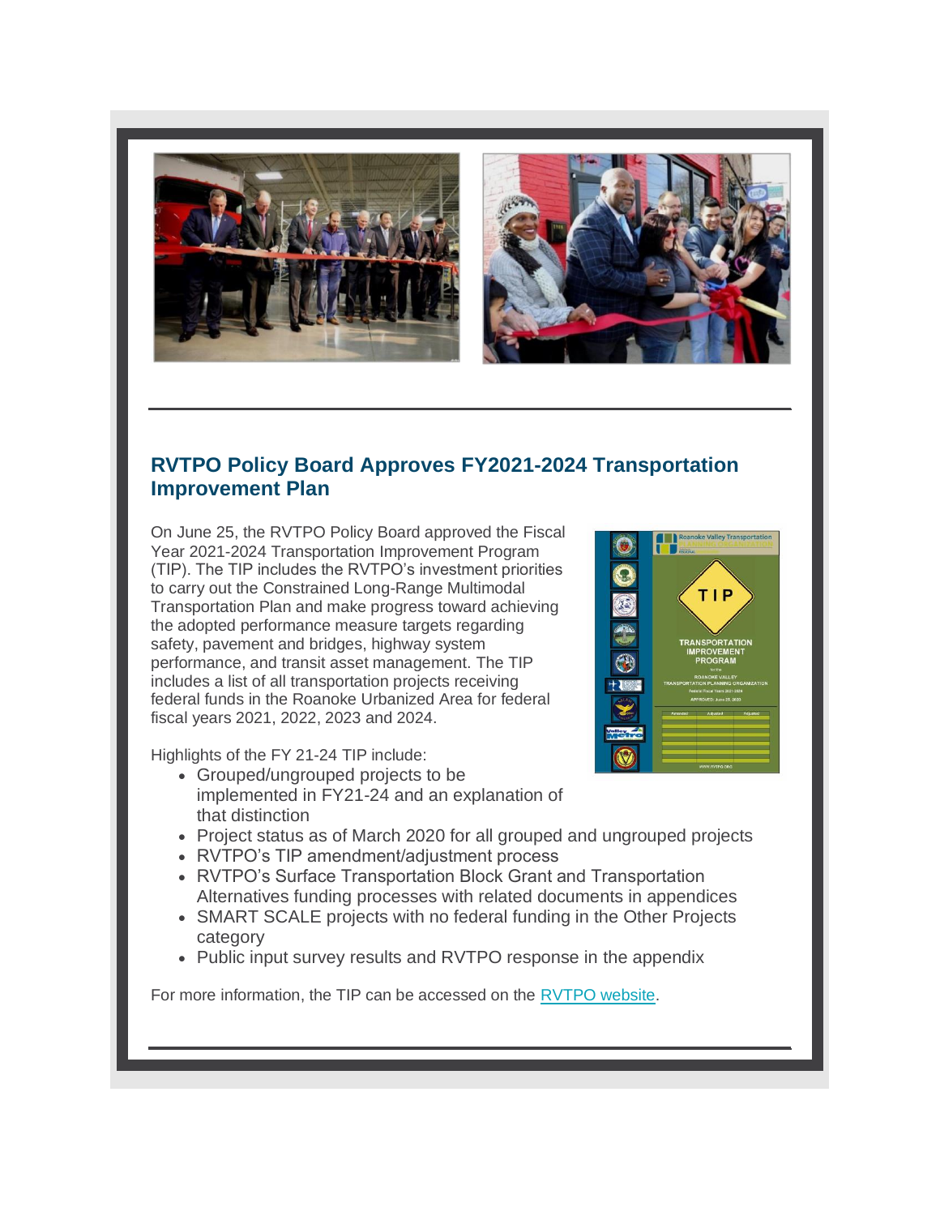## RVTPO Policy Board Approves FY2021-2024 Transportation Improvement Plan

On June 25, the RVTPO Policy Board approved the Fiscal Year 2021-2024 Transportation Improvement Program (TIP). The TIP includes the RVTPO's investment priorities to carry out the Constrained Long-Range Multimodal Transportation Plan and make progress toward achieving the adopted performance measure targets regarding safety, pavement and bridges, highway system performance, and transit asset management. The TIP includes a list of all transportation projects receiving federal funds in the Roanoke Urbanized Area for federal fiscal years 2021, 2022, 2023 and 2024.

Highlights of the FY 21-24 TIP include:

- Grouped/ungrouped projects to be implemented in FY21-24 and an explanation of that distinction
- Project status as of March 2020 for all grouped and ungrouped projects
- RVTPO's TIP amendment/adjustment process
- RVTPO's Surface Transportation Block Grant and Transportation Alternatives funding processes with related documents in appendices
- SMART SCALE projects with no federal funding in the Other Projects category
- Public input survey results and RVTPO response in the appendix

For more information, the TIP can be accessed on the RVTPO website.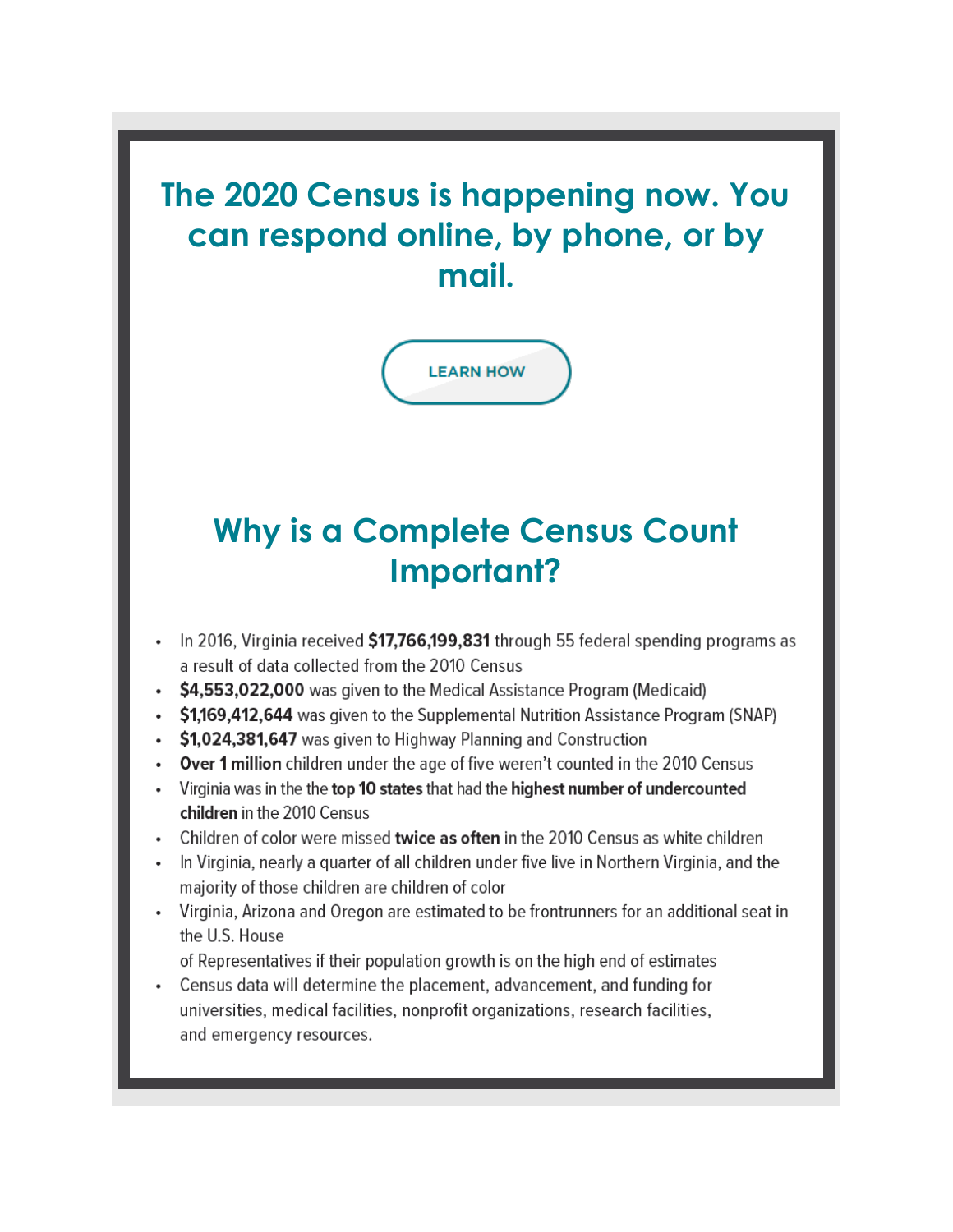## The 2020 Census is happening now. You can respond online, by phone, or by mail.

LEARN HOW

## Why is a Complete Census Count Important?

- In 2016, Virginia received **$17,766,199,831** through 55 federal spending programs as a result of data collected from the 2010 Census
- **$4,553,022,000** was given to the Medical Assistance Program (Medicaid)
- **$1,169,412,644** was given to the Supplemental Nutrition Assistance Program (SNAP)
- **$1,024,381,647** was given to Highway Planning and Construction
- **Over 1 million** children under the age of five weren't counted in the 2010 Census
- Virginia was in the the **top 10 states** that had the **highest number of undercounted children** in the 2010 Census
- Children of color were missed **twice as often** in the 2010 Census as white children
- In Virginia, nearly a quarter of all children under five live in Northern Virginia, and the majority of those children are children of color
- Virginia, Arizona and Oregon are estimated to be frontrunners for an additional seat in the U.S. House of Representatives if their population growth is on the high end of estimates
- Census data will determine the placement, advancement, and funding for universities, medical facilities, nonprofit organizations, research facilities, and emergency resources.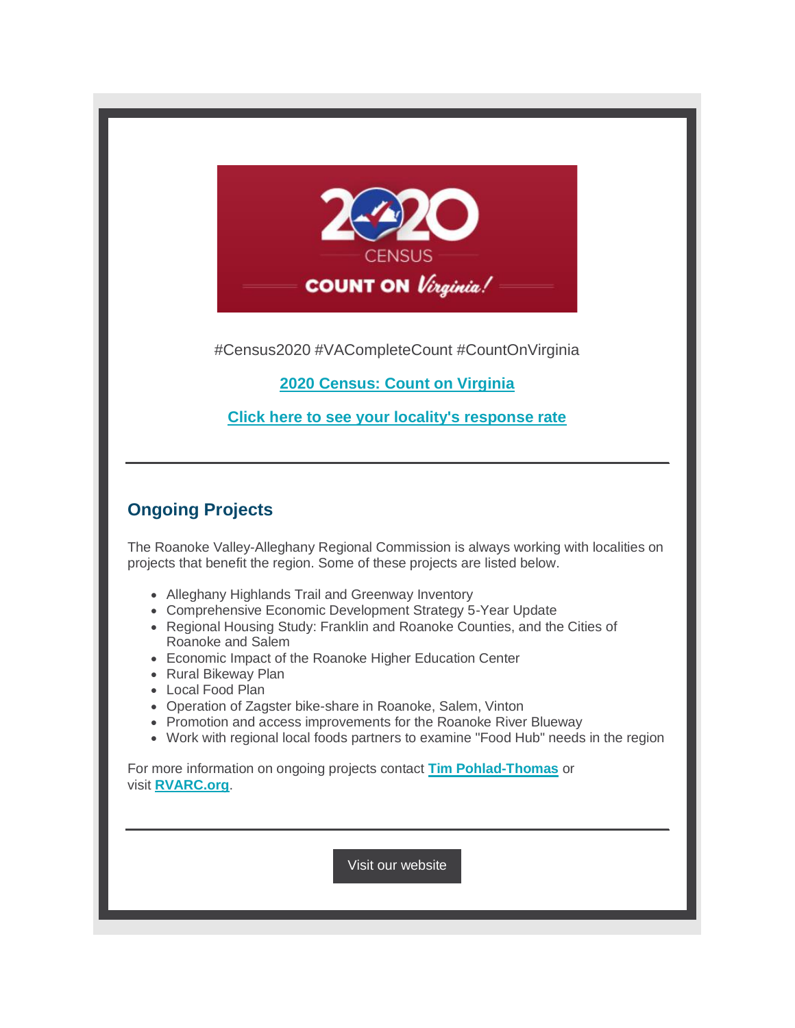#Census2020 #VACompleteCount #CountOnVirginia

**2020 Census: Count on Virginia**

**Click here to see your locality's response rate**

---

## Ongoing Projects

The Roanoke Valley-Alleghany Regional Commission is always working with localities on projects that benefit the region. Some of these projects are listed below.

- Alleghany Highlands Trail and Greenway Inventory
- Comprehensive Economic Development Strategy 5-Year Update
- Regional Housing Study: Franklin and Roanoke Counties, and the Cities of Roanoke and Salem
- Economic Impact of the Roanoke Higher Education Center
- Rural Bikeway Plan
- Local Food Plan
- Operation of Zagster bike-share in Roanoke, Salem, Vinton
- Promotion and access improvements for the Roanoke River Blueway
- Work with regional local foods partners to examine "Food Hub" needs in the region

For more information on ongoing projects contact **Tim Pohlad-Thomas** or visit **RVARC.org**.

---

Visit our website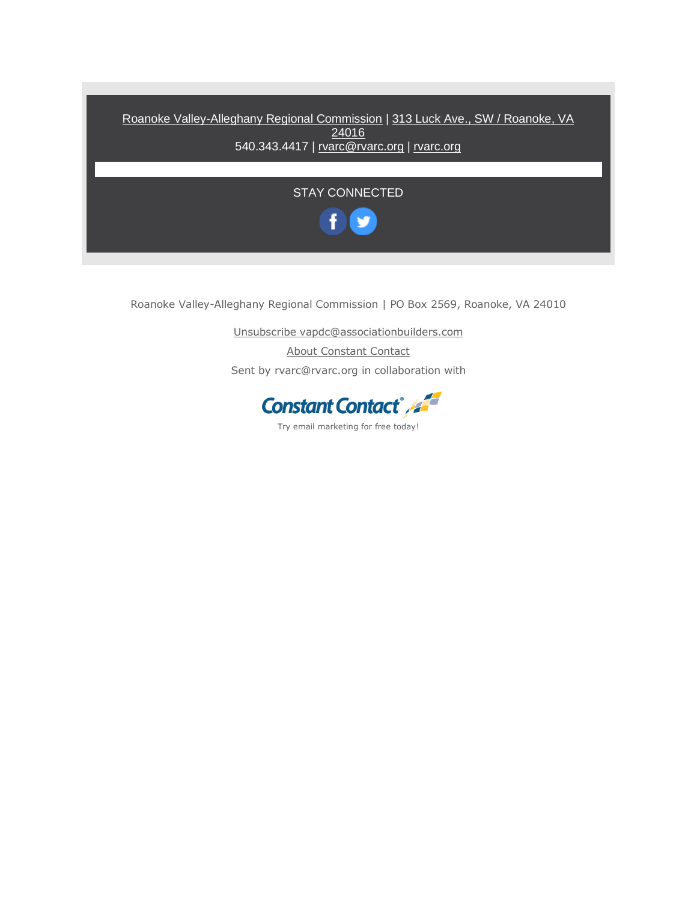Roanoke Valley-Alleghany Regional Commission | 313 Luck Ave., SW / Roanoke, VA 24016
540.343.4417 | rvarc@rvarc.org | rvarc.org

STAY CONNECTED

Roanoke Valley-Alleghany Regional Commission | PO Box 2569, Roanoke, VA 24010

Unsubscribe vapdc@associationbuilders.com

About Constant Contact

Sent by rvarc@rvarc.org in collaboration with

Constant Contact

Try email marketing for free today!